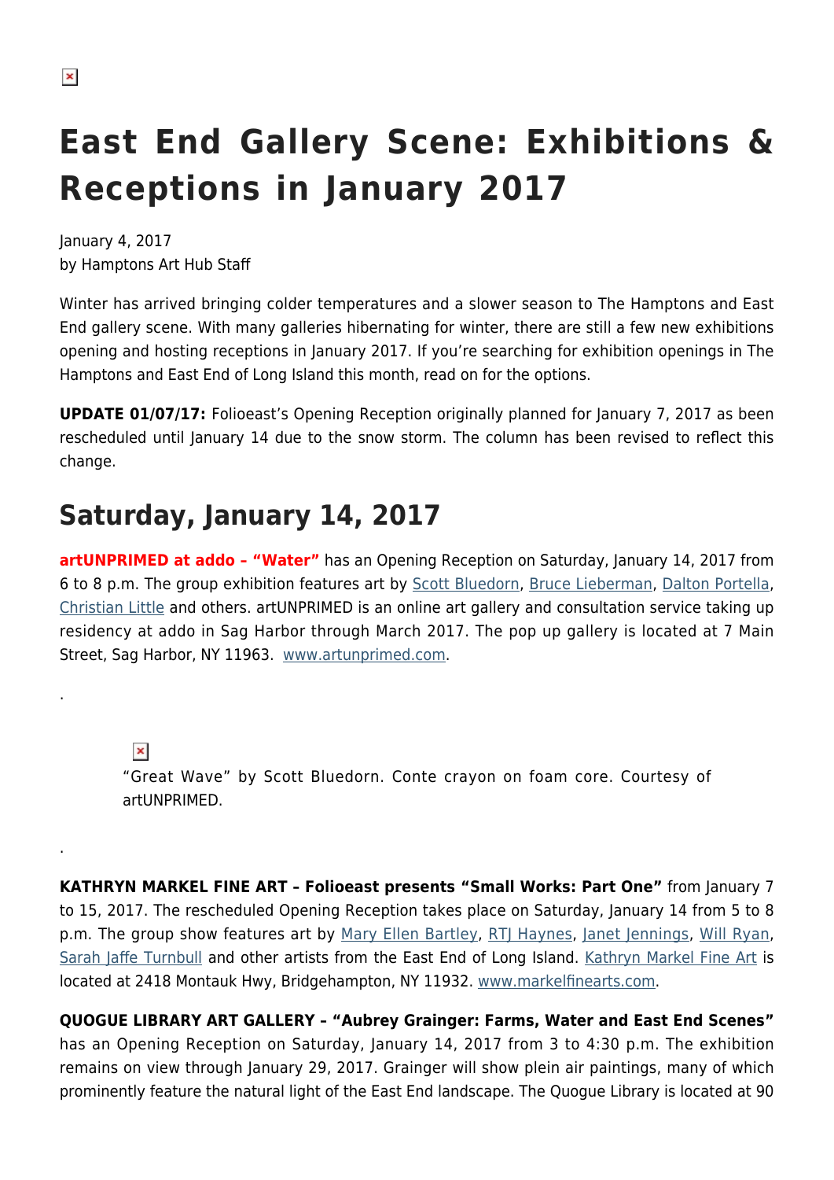# East End Gallery Scene: Exhibitions & Receptions in January 2017

January 4, 2017
by Hamptons Art Hub Staff

Winter has arrived bringing colder temperatures and a slower season to The Hamptons and East End gallery scene. With many galleries hibernating for winter, there are still a few new exhibitions opening and hosting receptions in January 2017. If you're searching for exhibition openings in The Hamptons and East End of Long Island this month, read on for the options.

**UPDATE 01/07/17:** Folioeast's Opening Reception originally planned for January 7, 2017 as been rescheduled until January 14 due to the snow storm. The column has been revised to reflect this change.

## Saturday, January 14, 2017

**artUNPRIMED at addo – "Water"** has an Opening Reception on Saturday, January 14, 2017 from 6 to 8 p.m. The group exhibition features art by Scott Bluedorn, Bruce Lieberman, Dalton Portella, Christian Little and others. artUNPRIMED is an online art gallery and consultation service taking up residency at addo in Sag Harbor through March 2017. The pop up gallery is located at 7 Main Street, Sag Harbor, NY 11963. www.artunprimed.com.

.

"Great Wave" by Scott Bluedorn. Conte crayon on foam core. Courtesy of artUNPRIMED.

.

**KATHRYN MARKEL FINE ART – Folioeast presents "Small Works: Part One"** from January 7 to 15, 2017. The rescheduled Opening Reception takes place on Saturday, January 14 from 5 to 8 p.m. The group show features art by Mary Ellen Bartley, RTJ Haynes, Janet Jennings, Will Ryan, Sarah Jaffe Turnbull and other artists from the East End of Long Island. Kathryn Markel Fine Art is located at 2418 Montauk Hwy, Bridgehampton, NY 11932. www.markelfinearts.com.

**QUOGUE LIBRARY ART GALLERY – "Aubrey Grainger: Farms, Water and East End Scenes"** has an Opening Reception on Saturday, January 14, 2017 from 3 to 4:30 p.m. The exhibition remains on view through January 29, 2017. Grainger will show plein air paintings, many of which prominently feature the natural light of the East End landscape. The Quogue Library is located at 90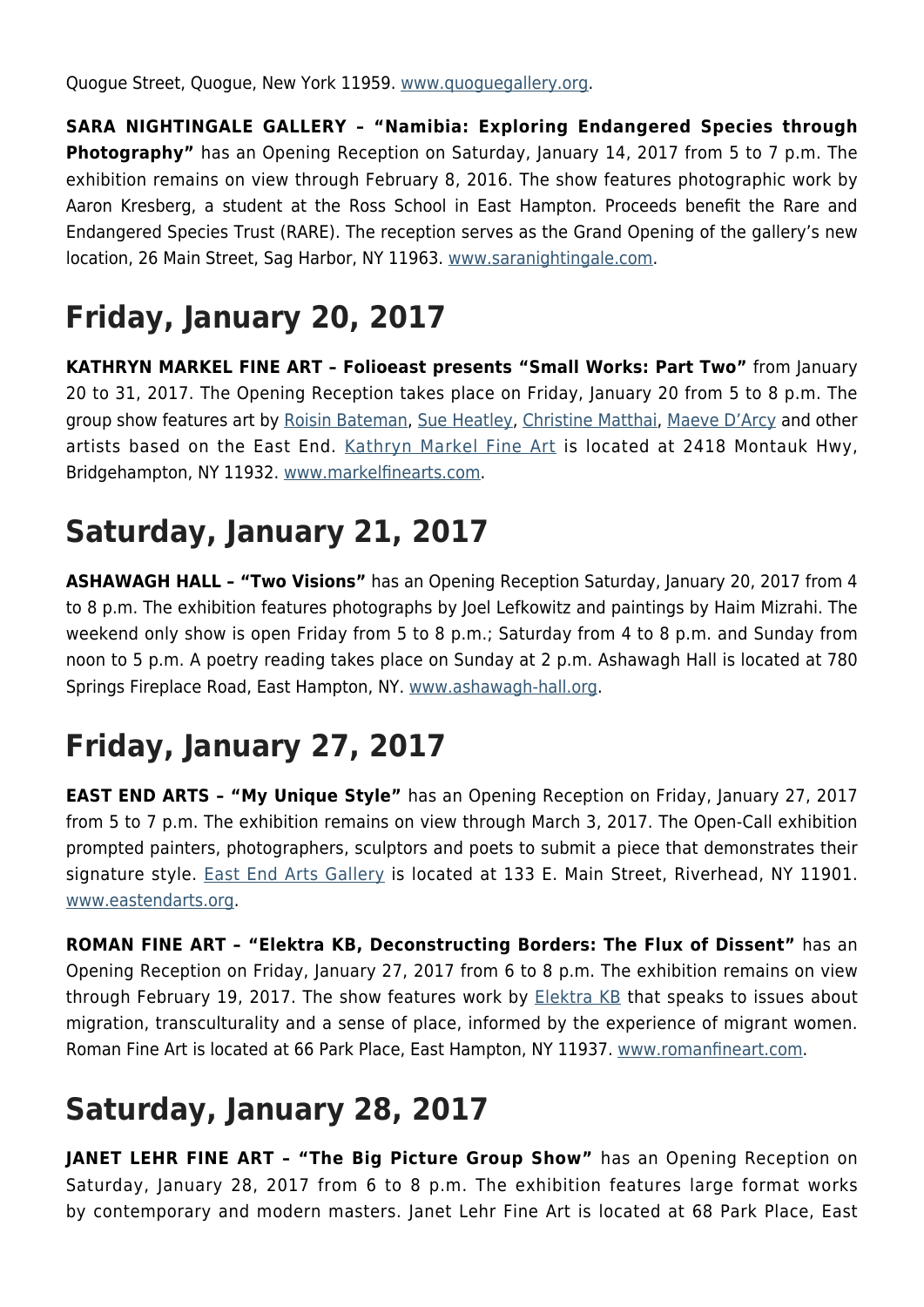Quogue Street, Quogue, New York 11959. [www.quoguegallery.org](http://www.quoguegallery.org).

**SARA NIGHTINGALE GALLERY – "Namibia: Exploring Endangered Species through Photography"** has an Opening Reception on Saturday, January 14, 2017 from 5 to 7 p.m. The exhibition remains on view through February 8, 2016. The show features photographic work by Aaron Kresberg, a student at the Ross School in East Hampton. Proceeds benefit the Rare and Endangered Species Trust (RARE). The reception serves as the Grand Opening of the gallery's new location, 26 Main Street, Sag Harbor, NY 11963. [www.saranightingale.com](http://www.saranightingale.com).

# Friday, January 20, 2017

**KATHRYN MARKEL FINE ART – Folioeast presents "Small Works: Part Two"** from January 20 to 31, 2017. The Opening Reception takes place on Friday, January 20 from 5 to 8 p.m. The group show features art by Roisin Bateman, Sue Heatley, Christine Matthai, Maeve D'Arcy and other artists based on the East End. Kathryn Markel Fine Art is located at 2418 Montauk Hwy, Bridgehampton, NY 11932. [www.markelfinearts.com](http://www.markelfinearts.com).

# Saturday, January 21, 2017

**ASHAWAGH HALL – "Two Visions"** has an Opening Reception Saturday, January 20, 2017 from 4 to 8 p.m. The exhibition features photographs by Joel Lefkowitz and paintings by Haim Mizrahi. The weekend only show is open Friday from 5 to 8 p.m.; Saturday from 4 to 8 p.m. and Sunday from noon to 5 p.m. A poetry reading takes place on Sunday at 2 p.m. Ashawagh Hall is located at 780 Springs Fireplace Road, East Hampton, NY. [www.ashawagh-hall.org](http://www.ashawagh-hall.org).

# Friday, January 27, 2017

**EAST END ARTS – "My Unique Style"** has an Opening Reception on Friday, January 27, 2017 from 5 to 7 p.m. The exhibition remains on view through March 3, 2017. The Open-Call exhibition prompted painters, photographers, sculptors and poets to submit a piece that demonstrates their signature style. East End Arts Gallery is located at 133 E. Main Street, Riverhead, NY 11901. [www.eastendarts.org](http://www.eastendarts.org).

**ROMAN FINE ART – "Elektra KB, Deconstructing Borders: The Flux of Dissent"** has an Opening Reception on Friday, January 27, 2017 from 6 to 8 p.m. The exhibition remains on view through February 19, 2017. The show features work by Elektra KB that speaks to issues about migration, transculturality and a sense of place, informed by the experience of migrant women. Roman Fine Art is located at 66 Park Place, East Hampton, NY 11937. [www.romanfineart.com](http://www.romanfineart.com).

# Saturday, January 28, 2017

**JANET LEHR FINE ART – "The Big Picture Group Show"** has an Opening Reception on Saturday, January 28, 2017 from 6 to 8 p.m. The exhibition features large format works by contemporary and modern masters. Janet Lehr Fine Art is located at 68 Park Place, East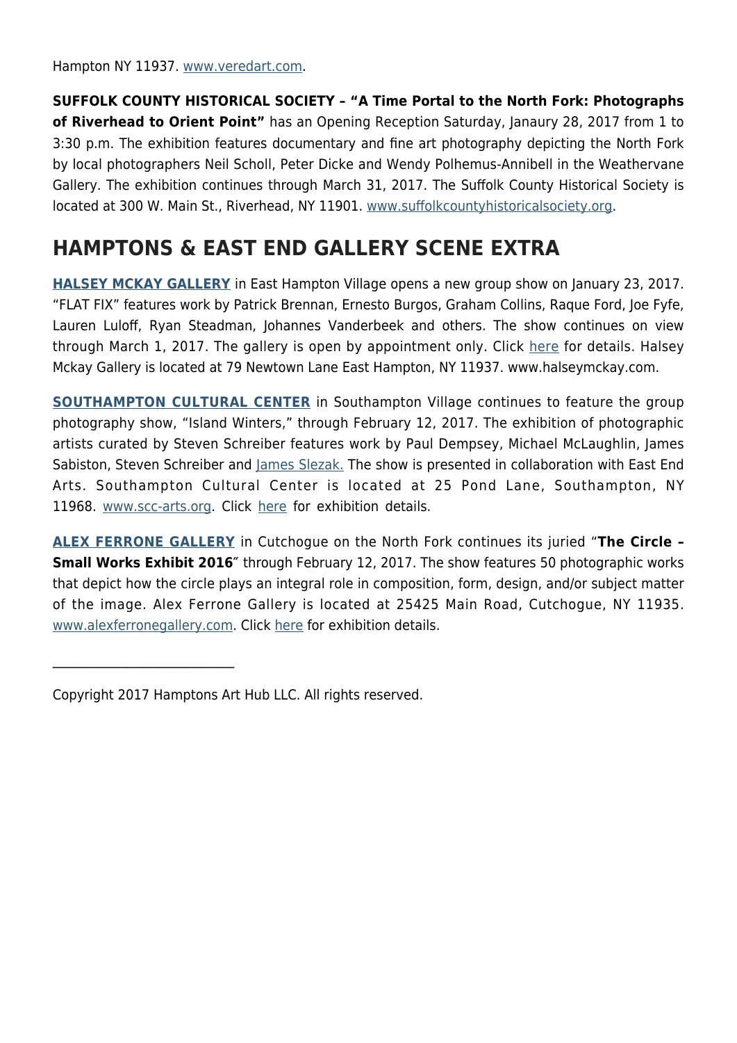Hampton NY 11937. www.veredart.com.

**SUFFOLK COUNTY HISTORICAL SOCIETY – "A Time Portal to the North Fork: Photographs of Riverhead to Orient Point"** has an Opening Reception Saturday, Janaury 28, 2017 from 1 to 3:30 p.m. The exhibition features documentary and fine art photography depicting the North Fork by local photographers Neil Scholl, Peter Dicke and Wendy Polhemus-Annibell in the Weathervane Gallery. The exhibition continues through March 31, 2017. The Suffolk County Historical Society is located at 300 W. Main St., Riverhead, NY 11901. www.suffolkcountyhistoricalsociety.org.

## HAMPTONS & EAST END GALLERY SCENE EXTRA

**HALSEY MCKAY GALLERY** in East Hampton Village opens a new group show on January 23, 2017. "FLAT FIX" features work by Patrick Brennan, Ernesto Burgos, Graham Collins, Raque Ford, Joe Fyfe, Lauren Luloff, Ryan Steadman, Johannes Vanderbeek and others. The show continues on view through March 1, 2017. The gallery is open by appointment only. Click here for details. Halsey Mckay Gallery is located at 79 Newtown Lane East Hampton, NY 11937. www.halseymckay.com.

**SOUTHAMPTON CULTURAL CENTER** in Southampton Village continues to feature the group photography show, "Island Winters," through February 12, 2017. The exhibition of photographic artists curated by Steven Schreiber features work by Paul Dempsey, Michael McLaughlin, James Sabiston, Steven Schreiber and James Slezak. The show is presented in collaboration with East End Arts. Southampton Cultural Center is located at 25 Pond Lane, Southampton, NY 11968. www.scc-arts.org. Click here for exhibition details.

**ALEX FERRONE GALLERY** in Cutchogue on the North Fork continues its juried "**The Circle – Small Works Exhibit 2016**" through February 12, 2017. The show features 50 photographic works that depict how the circle plays an integral role in composition, form, design, and/or subject matter of the image. Alex Ferrone Gallery is located at 25425 Main Road, Cutchogue, NY 11935. www.alexferronegallery.com. Click here for exhibition details.

---

Copyright 2017 Hamptons Art Hub LLC. All rights reserved.